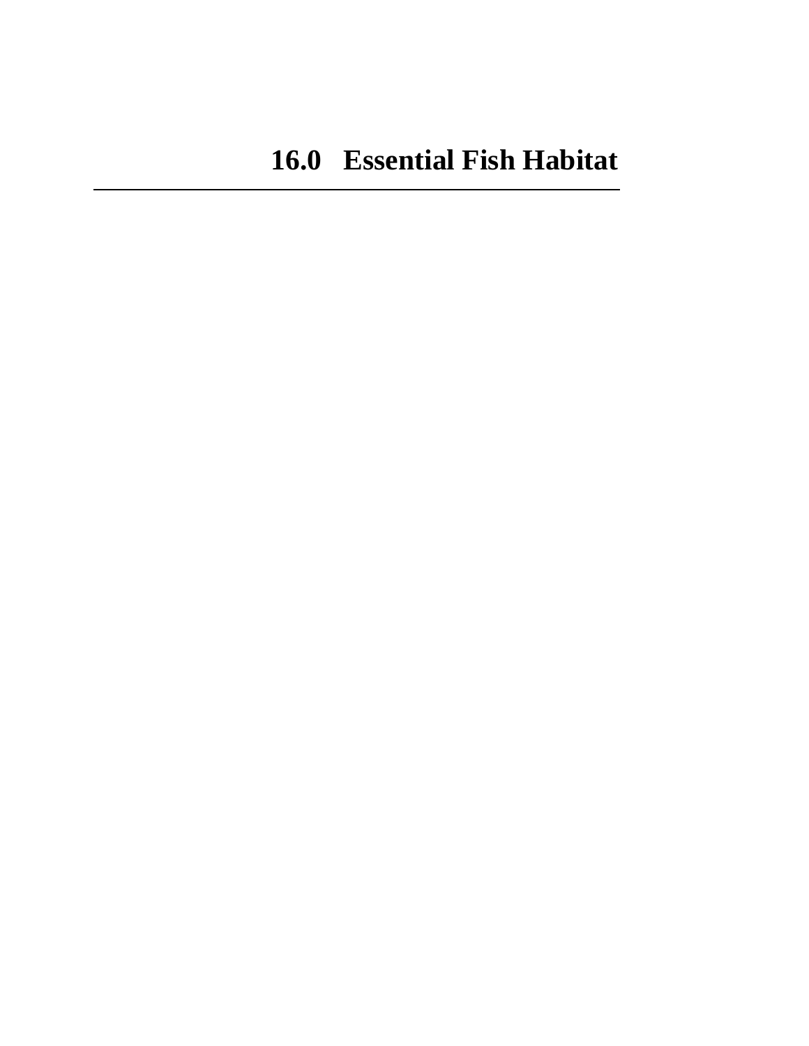# 16.0 Essential Fish Habitat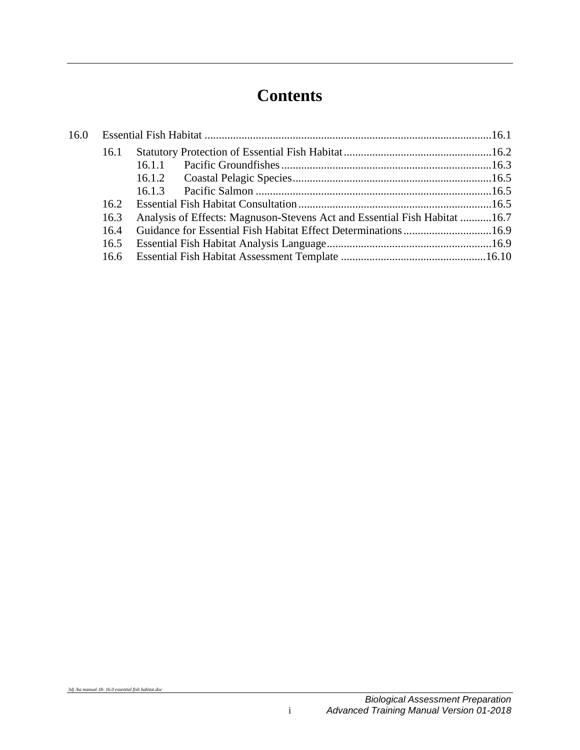# Contents

16.0 Essential Fish Habitat ....................................................................................................16.1

- 16.1 Statutory Protection of Essential Fish Habitat....................................................16.2
  - 16.1.1 Pacific Groundfishes..........................................................................16.3
  - 16.1.2 Coastal Pelagic Species......................................................................16.5
  - 16.1.3 Pacific Salmon ...................................................................................16.5
- 16.2 Essential Fish Habitat Consultation....................................................................16.5
- 16.3 Analysis of Effects: Magnuson-Stevens Act and Essential Fish Habitat ...........16.7
- 16.4 Guidance for Essential Fish Habitat Effect Determinations...............................16.9
- 16.5 Essential Fish Habitat Analysis Language..........................................................16.9
- 16.6 Essential Fish Habitat Assessment Template ...................................................16.10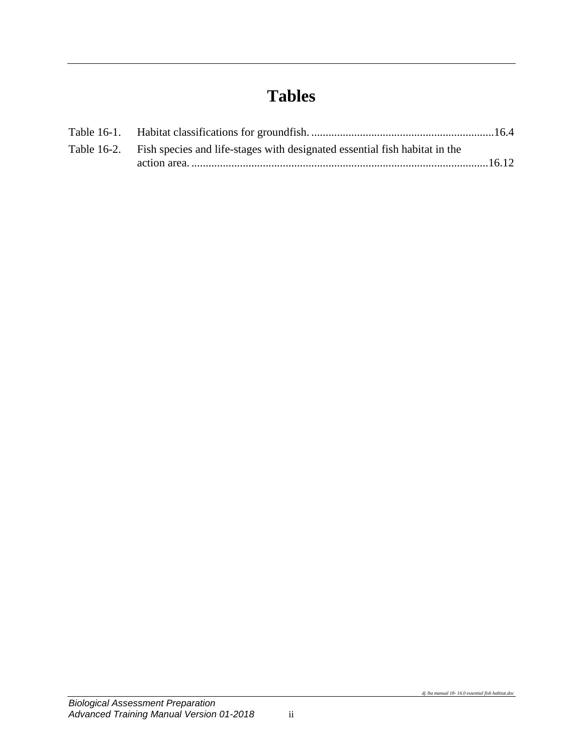# Tables

Table 16-1. Habitat classifications for groundfish. ................................................................16.4

Table 16-2. Fish species and life-stages with designated essential fish habitat in the action area. ........................................................................................................16.12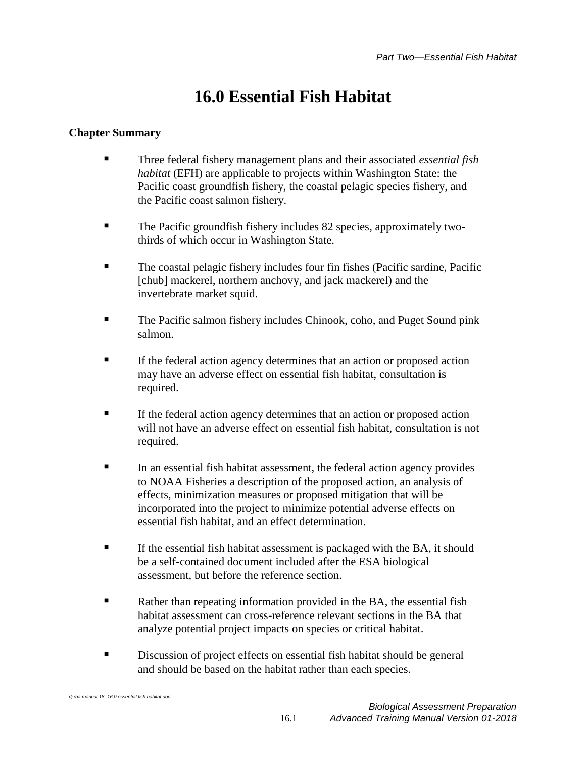# 16.0 Essential Fish Habitat

**Chapter Summary**

- Three federal fishery management plans and their associated *essential fish habitat* (EFH) are applicable to projects within Washington State: the Pacific coast groundfish fishery, the coastal pelagic species fishery, and the Pacific coast salmon fishery.
- The Pacific groundfish fishery includes 82 species, approximately two-thirds of which occur in Washington State.
- The coastal pelagic fishery includes four fin fishes (Pacific sardine, Pacific [chub] mackerel, northern anchovy, and jack mackerel) and the invertebrate market squid.
- The Pacific salmon fishery includes Chinook, coho, and Puget Sound pink salmon.
- If the federal action agency determines that an action or proposed action may have an adverse effect on essential fish habitat, consultation is required.
- If the federal action agency determines that an action or proposed action will not have an adverse effect on essential fish habitat, consultation is not required.
- In an essential fish habitat assessment, the federal action agency provides to NOAA Fisheries a description of the proposed action, an analysis of effects, minimization measures or proposed mitigation that will be incorporated into the project to minimize potential adverse effects on essential fish habitat, and an effect determination.
- If the essential fish habitat assessment is packaged with the BA, it should be a self-contained document included after the ESA biological assessment, but before the reference section.
- Rather than repeating information provided in the BA, the essential fish habitat assessment can cross-reference relevant sections in the BA that analyze potential project impacts on species or critical habitat.
- Discussion of project effects on essential fish habitat should be general and should be based on the habitat rather than each species.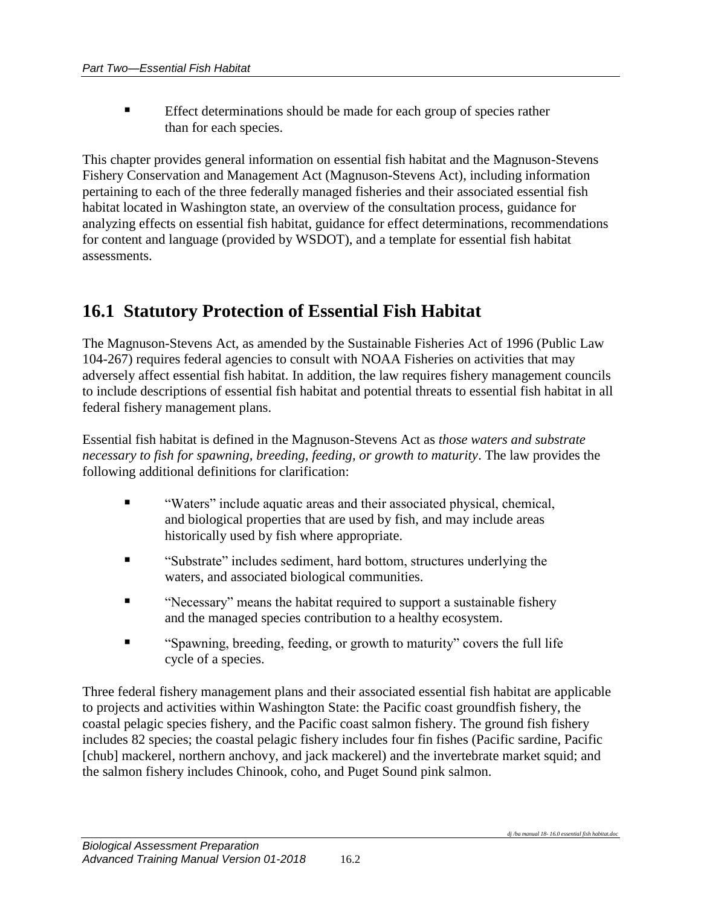- Effect determinations should be made for each group of species rather than for each species.

This chapter provides general information on essential fish habitat and the Magnuson-Stevens Fishery Conservation and Management Act (Magnuson-Stevens Act), including information pertaining to each of the three federally managed fisheries and their associated essential fish habitat located in Washington state, an overview of the consultation process, guidance for analyzing effects on essential fish habitat, guidance for effect determinations, recommendations for content and language (provided by WSDOT), and a template for essential fish habitat assessments.

## 16.1 Statutory Protection of Essential Fish Habitat

The Magnuson-Stevens Act, as amended by the Sustainable Fisheries Act of 1996 (Public Law 104-267) requires federal agencies to consult with NOAA Fisheries on activities that may adversely affect essential fish habitat. In addition, the law requires fishery management councils to include descriptions of essential fish habitat and potential threats to essential fish habitat in all federal fishery management plans.

Essential fish habitat is defined in the Magnuson-Stevens Act as *those waters and substrate necessary to fish for spawning, breeding, feeding, or growth to maturity*. The law provides the following additional definitions for clarification:

- “Waters” include aquatic areas and their associated physical, chemical, and biological properties that are used by fish, and may include areas historically used by fish where appropriate.
- “Substrate” includes sediment, hard bottom, structures underlying the waters, and associated biological communities.
- “Necessary” means the habitat required to support a sustainable fishery and the managed species contribution to a healthy ecosystem.
- “Spawning, breeding, feeding, or growth to maturity” covers the full life cycle of a species.

Three federal fishery management plans and their associated essential fish habitat are applicable to projects and activities within Washington State: the Pacific coast groundfish fishery, the coastal pelagic species fishery, and the Pacific coast salmon fishery. The ground fish fishery includes 82 species; the coastal pelagic fishery includes four fin fishes (Pacific sardine, Pacific [chub] mackerel, northern anchovy, and jack mackerel) and the invertebrate market squid; and the salmon fishery includes Chinook, coho, and Puget Sound pink salmon.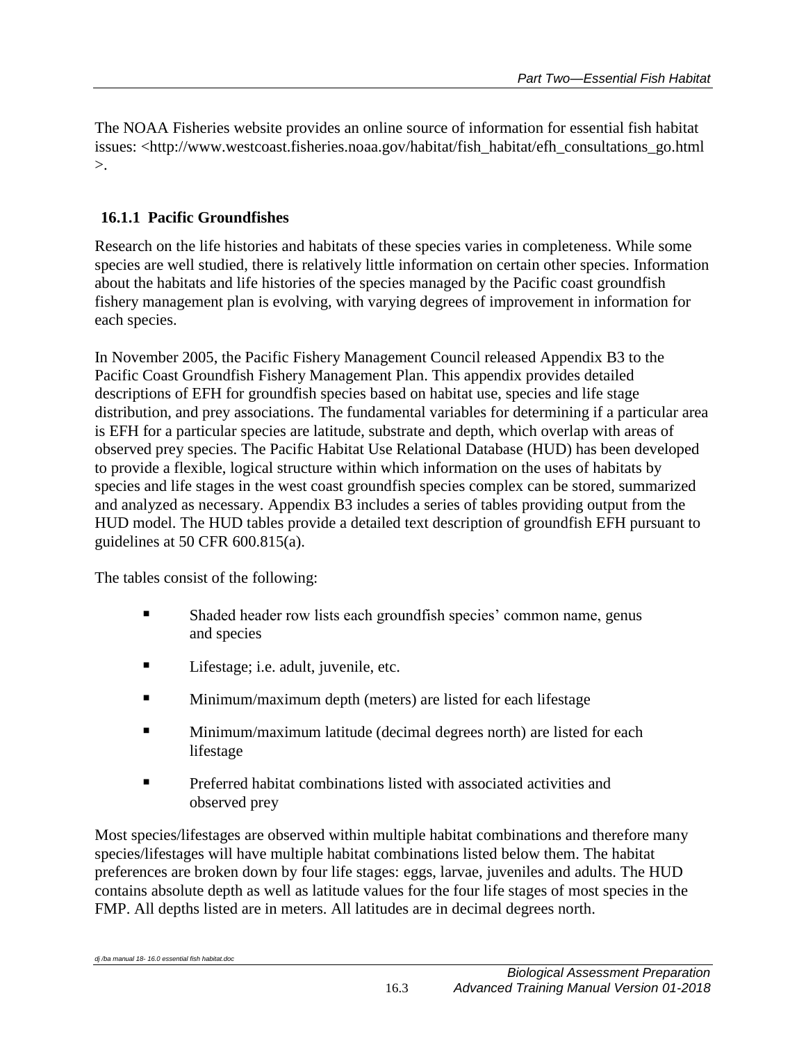The NOAA Fisheries website provides an online source of information for essential fish habitat issues: <http://www.westcoast.fisheries.noaa.gov/habitat/fish_habitat/efh_consultations_go.html>.

### 16.1.1 Pacific Groundfishes

Research on the life histories and habitats of these species varies in completeness. While some species are well studied, there is relatively little information on certain other species. Information about the habitats and life histories of the species managed by the Pacific coast groundfish fishery management plan is evolving, with varying degrees of improvement in information for each species.

In November 2005, the Pacific Fishery Management Council released Appendix B3 to the Pacific Coast Groundfish Fishery Management Plan. This appendix provides detailed descriptions of EFH for groundfish species based on habitat use, species and life stage distribution, and prey associations. The fundamental variables for determining if a particular area is EFH for a particular species are latitude, substrate and depth, which overlap with areas of observed prey species. The Pacific Habitat Use Relational Database (HUD) has been developed to provide a flexible, logical structure within which information on the uses of habitats by species and life stages in the west coast groundfish species complex can be stored, summarized and analyzed as necessary. Appendix B3 includes a series of tables providing output from the HUD model. The HUD tables provide a detailed text description of groundfish EFH pursuant to guidelines at 50 CFR 600.815(a).

The tables consist of the following:

- Shaded header row lists each groundfish species' common name, genus and species
- Lifestage; i.e. adult, juvenile, etc.
- Minimum/maximum depth (meters) are listed for each lifestage
- Minimum/maximum latitude (decimal degrees north) are listed for each lifestage
- Preferred habitat combinations listed with associated activities and observed prey

Most species/lifestages are observed within multiple habitat combinations and therefore many species/lifestages will have multiple habitat combinations listed below them. The habitat preferences are broken down by four life stages: eggs, larvae, juveniles and adults. The HUD contains absolute depth as well as latitude values for the four life stages of most species in the FMP. All depths listed are in meters. All latitudes are in decimal degrees north.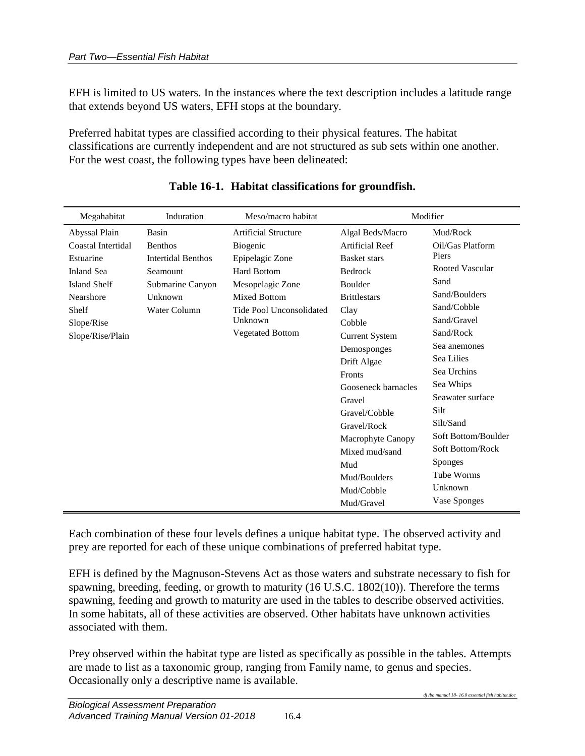EFH is limited to US waters. In the instances where the text description includes a latitude range that extends beyond US waters, EFH stops at the boundary.

Preferred habitat types are classified according to their physical features. The habitat classifications are currently independent and are not structured as sub sets within one another. For the west coast, the following types have been delineated:

**Table 16-1. Habitat classifications for groundfish.**

| Megahabitat | Induration | Meso/macro habitat | Modifier | |
|---|---|---|---|---|
| Abyssal Plain | Basin | Artificial Structure | Algal Beds/Macro | Mud/Rock |
| Coastal Intertidal | Benthos | Biogenic | Artificial Reef | Oil/Gas Platform Piers |
| Estuarine | Intertidal Benthos | Epipelagic Zone | Basket stars | Rooted Vascular |
| Inland Sea | Seamount | Hard Bottom | Bedrock | Sand |
| Island Shelf | Submarine Canyon | Mesopelagic Zone | Boulder | Sand/Boulders |
| Nearshore | Unknown | Mixed Bottom | Brittlestars | Sand/Cobble |
| Shelf | Water Column | Tide Pool Unconsolidated Unknown | Clay | Sand/Gravel |
| Slope/Rise | | Vegetated Bottom | Cobble | Sand/Rock |
| Slope/Rise/Plain | | | Current System | Sea anemones |
| | | | Demosponges | Sea Lilies |
| | | | Drift Algae | Sea Urchins |
| | | | Fronts | Sea Whips |
| | | | Gooseneck barnacles | Seawater surface |
| | | | Gravel | Silt |
| | | | Gravel/Cobble | Silt/Sand |
| | | | Gravel/Rock | Soft Bottom/Boulder |
| | | | Macrophyte Canopy | Soft Bottom/Rock |
| | | | Mixed mud/sand | Sponges |
| | | | Mud | Tube Worms |
| | | | Mud/Boulders | Unknown |
| | | | Mud/Cobble | Vase Sponges |
| | | | Mud/Gravel | |

Each combination of these four levels defines a unique habitat type. The observed activity and prey are reported for each of these unique combinations of preferred habitat type.

EFH is defined by the Magnuson-Stevens Act as those waters and substrate necessary to fish for spawning, breeding, feeding, or growth to maturity (16 U.S.C. 1802(10)). Therefore the terms spawning, feeding and growth to maturity are used in the tables to describe observed activities. In some habitats, all of these activities are observed. Other habitats have unknown activities associated with them.

Prey observed within the habitat type are listed as specifically as possible in the tables. Attempts are made to list as a taxonomic group, ranging from Family name, to genus and species. Occasionally only a descriptive name is available.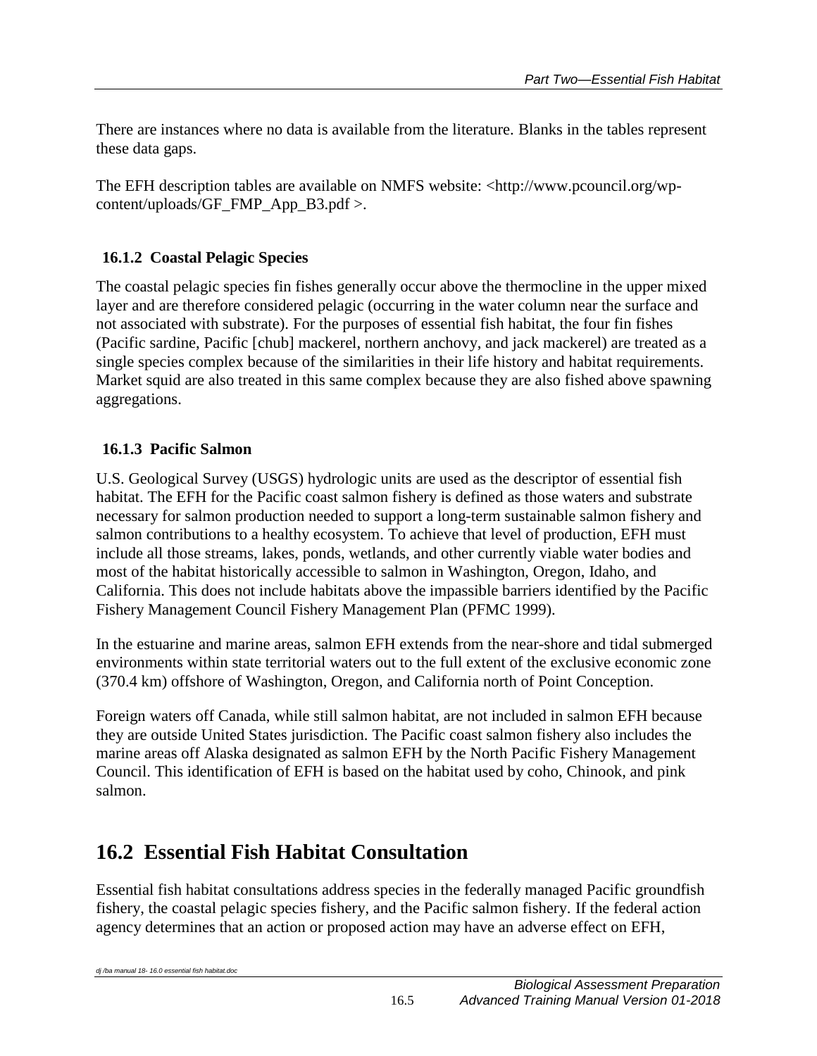There are instances where no data is available from the literature. Blanks in the tables represent these data gaps.

The EFH description tables are available on NMFS website: <http://www.pcouncil.org/wp-content/uploads/GF_FMP_App_B3.pdf >.

### 16.1.2 Coastal Pelagic Species

The coastal pelagic species fin fishes generally occur above the thermocline in the upper mixed layer and are therefore considered pelagic (occurring in the water column near the surface and not associated with substrate). For the purposes of essential fish habitat, the four fin fishes (Pacific sardine, Pacific [chub] mackerel, northern anchovy, and jack mackerel) are treated as a single species complex because of the similarities in their life history and habitat requirements. Market squid are also treated in this same complex because they are also fished above spawning aggregations.

### 16.1.3 Pacific Salmon

U.S. Geological Survey (USGS) hydrologic units are used as the descriptor of essential fish habitat. The EFH for the Pacific coast salmon fishery is defined as those waters and substrate necessary for salmon production needed to support a long-term sustainable salmon fishery and salmon contributions to a healthy ecosystem. To achieve that level of production, EFH must include all those streams, lakes, ponds, wetlands, and other currently viable water bodies and most of the habitat historically accessible to salmon in Washington, Oregon, Idaho, and California. This does not include habitats above the impassible barriers identified by the Pacific Fishery Management Council Fishery Management Plan (PFMC 1999).

In the estuarine and marine areas, salmon EFH extends from the near-shore and tidal submerged environments within state territorial waters out to the full extent of the exclusive economic zone (370.4 km) offshore of Washington, Oregon, and California north of Point Conception.

Foreign waters off Canada, while still salmon habitat, are not included in salmon EFH because they are outside United States jurisdiction. The Pacific coast salmon fishery also includes the marine areas off Alaska designated as salmon EFH by the North Pacific Fishery Management Council. This identification of EFH is based on the habitat used by coho, Chinook, and pink salmon.

## 16.2 Essential Fish Habitat Consultation

Essential fish habitat consultations address species in the federally managed Pacific groundfish fishery, the coastal pelagic species fishery, and the Pacific salmon fishery. If the federal action agency determines that an action or proposed action may have an adverse effect on EFH,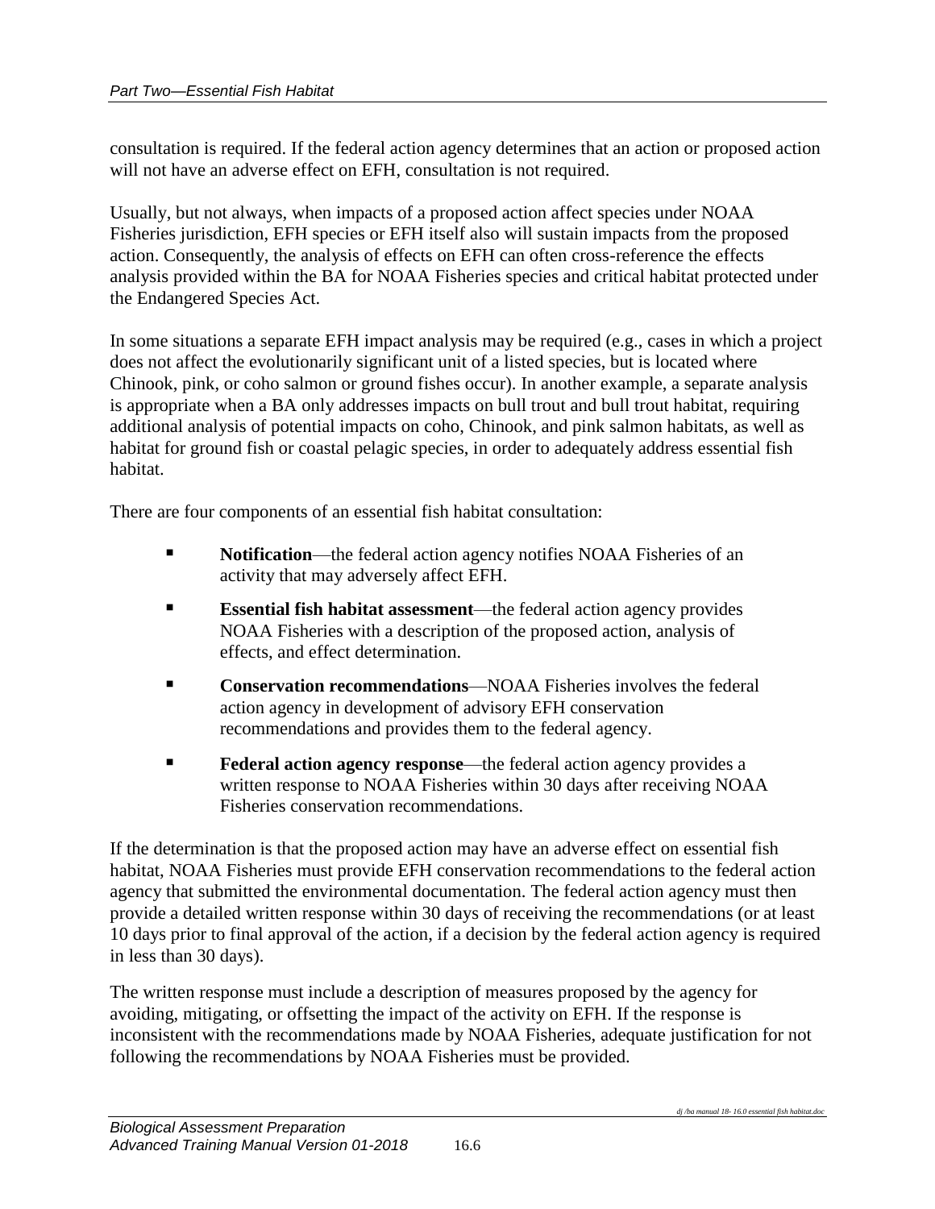consultation is required. If the federal action agency determines that an action or proposed action will not have an adverse effect on EFH, consultation is not required.

Usually, but not always, when impacts of a proposed action affect species under NOAA Fisheries jurisdiction, EFH species or EFH itself also will sustain impacts from the proposed action. Consequently, the analysis of effects on EFH can often cross-reference the effects analysis provided within the BA for NOAA Fisheries species and critical habitat protected under the Endangered Species Act.

In some situations a separate EFH impact analysis may be required (e.g., cases in which a project does not affect the evolutionarily significant unit of a listed species, but is located where Chinook, pink, or coho salmon or ground fishes occur). In another example, a separate analysis is appropriate when a BA only addresses impacts on bull trout and bull trout habitat, requiring additional analysis of potential impacts on coho, Chinook, and pink salmon habitats, as well as habitat for ground fish or coastal pelagic species, in order to adequately address essential fish habitat.

There are four components of an essential fish habitat consultation:

- **Notification**—the federal action agency notifies NOAA Fisheries of an activity that may adversely affect EFH.
- **Essential fish habitat assessment**—the federal action agency provides NOAA Fisheries with a description of the proposed action, analysis of effects, and effect determination.
- **Conservation recommendations**—NOAA Fisheries involves the federal action agency in development of advisory EFH conservation recommendations and provides them to the federal agency.
- **Federal action agency response**—the federal action agency provides a written response to NOAA Fisheries within 30 days after receiving NOAA Fisheries conservation recommendations.

If the determination is that the proposed action may have an adverse effect on essential fish habitat, NOAA Fisheries must provide EFH conservation recommendations to the federal action agency that submitted the environmental documentation. The federal action agency must then provide a detailed written response within 30 days of receiving the recommendations (or at least 10 days prior to final approval of the action, if a decision by the federal action agency is required in less than 30 days).

The written response must include a description of measures proposed by the agency for avoiding, mitigating, or offsetting the impact of the activity on EFH. If the response is inconsistent with the recommendations made by NOAA Fisheries, adequate justification for not following the recommendations by NOAA Fisheries must be provided.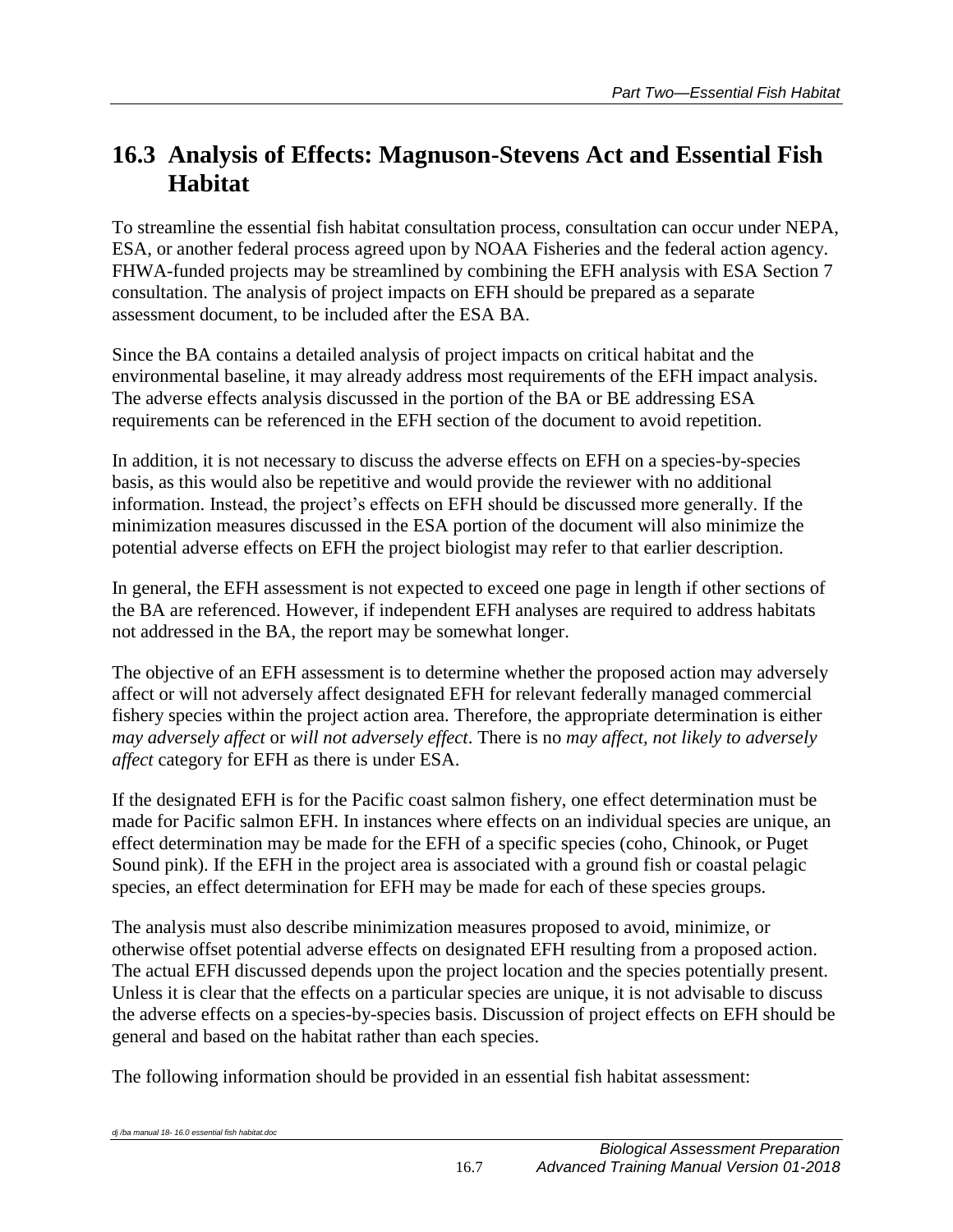## 16.3 Analysis of Effects: Magnuson-Stevens Act and Essential Fish Habitat

To streamline the essential fish habitat consultation process, consultation can occur under NEPA, ESA, or another federal process agreed upon by NOAA Fisheries and the federal action agency. FHWA-funded projects may be streamlined by combining the EFH analysis with ESA Section 7 consultation. The analysis of project impacts on EFH should be prepared as a separate assessment document, to be included after the ESA BA.

Since the BA contains a detailed analysis of project impacts on critical habitat and the environmental baseline, it may already address most requirements of the EFH impact analysis. The adverse effects analysis discussed in the portion of the BA or BE addressing ESA requirements can be referenced in the EFH section of the document to avoid repetition.

In addition, it is not necessary to discuss the adverse effects on EFH on a species-by-species basis, as this would also be repetitive and would provide the reviewer with no additional information. Instead, the project's effects on EFH should be discussed more generally. If the minimization measures discussed in the ESA portion of the document will also minimize the potential adverse effects on EFH the project biologist may refer to that earlier description.

In general, the EFH assessment is not expected to exceed one page in length if other sections of the BA are referenced. However, if independent EFH analyses are required to address habitats not addressed in the BA, the report may be somewhat longer.

The objective of an EFH assessment is to determine whether the proposed action may adversely affect or will not adversely affect designated EFH for relevant federally managed commercial fishery species within the project action area. Therefore, the appropriate determination is either *may adversely affect* or *will not adversely effect*. There is no *may affect, not likely to adversely affect* category for EFH as there is under ESA.

If the designated EFH is for the Pacific coast salmon fishery, one effect determination must be made for Pacific salmon EFH. In instances where effects on an individual species are unique, an effect determination may be made for the EFH of a specific species (coho, Chinook, or Puget Sound pink). If the EFH in the project area is associated with a ground fish or coastal pelagic species, an effect determination for EFH may be made for each of these species groups.

The analysis must also describe minimization measures proposed to avoid, minimize, or otherwise offset potential adverse effects on designated EFH resulting from a proposed action. The actual EFH discussed depends upon the project location and the species potentially present. Unless it is clear that the effects on a particular species are unique, it is not advisable to discuss the adverse effects on a species-by-species basis. Discussion of project effects on EFH should be general and based on the habitat rather than each species.

The following information should be provided in an essential fish habitat assessment: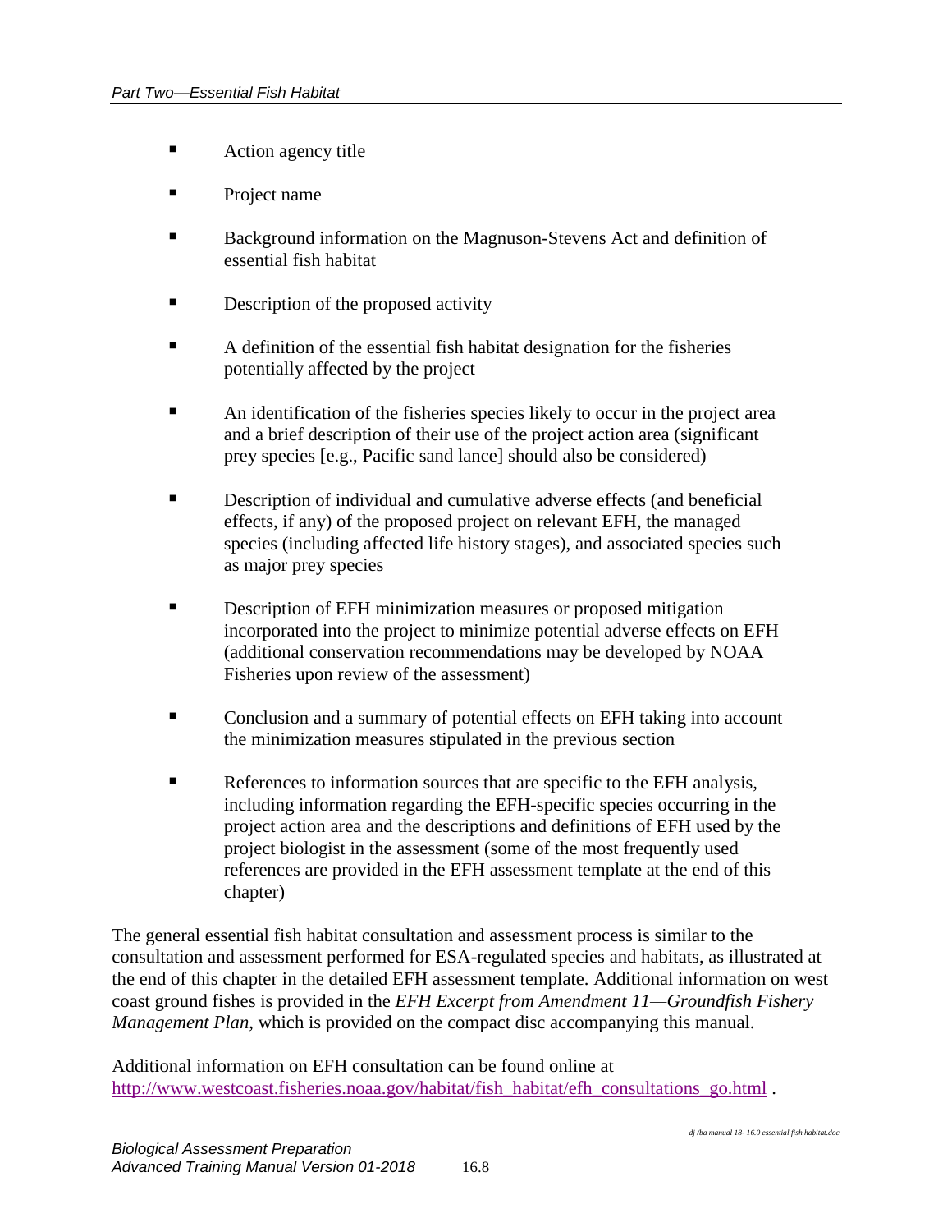- Action agency title
- Project name
- Background information on the Magnuson-Stevens Act and definition of essential fish habitat
- Description of the proposed activity
- A definition of the essential fish habitat designation for the fisheries potentially affected by the project
- An identification of the fisheries species likely to occur in the project area and a brief description of their use of the project action area (significant prey species [e.g., Pacific sand lance] should also be considered)
- Description of individual and cumulative adverse effects (and beneficial effects, if any) of the proposed project on relevant EFH, the managed species (including affected life history stages), and associated species such as major prey species
- Description of EFH minimization measures or proposed mitigation incorporated into the project to minimize potential adverse effects on EFH (additional conservation recommendations may be developed by NOAA Fisheries upon review of the assessment)
- Conclusion and a summary of potential effects on EFH taking into account the minimization measures stipulated in the previous section
- References to information sources that are specific to the EFH analysis, including information regarding the EFH-specific species occurring in the project action area and the descriptions and definitions of EFH used by the project biologist in the assessment (some of the most frequently used references are provided in the EFH assessment template at the end of this chapter)

The general essential fish habitat consultation and assessment process is similar to the consultation and assessment performed for ESA-regulated species and habitats, as illustrated at the end of this chapter in the detailed EFH assessment template. Additional information on west coast ground fishes is provided in the *EFH Excerpt from Amendment 11—Groundfish Fishery Management Plan*, which is provided on the compact disc accompanying this manual.

Additional information on EFH consultation can be found online at [http://www.westcoast.fisheries.noaa.gov/habitat/fish_habitat/efh_consultations_go.html](http://www.westcoast.fisheries.noaa.gov/habitat/fish_habitat/efh_consultations_go.html) .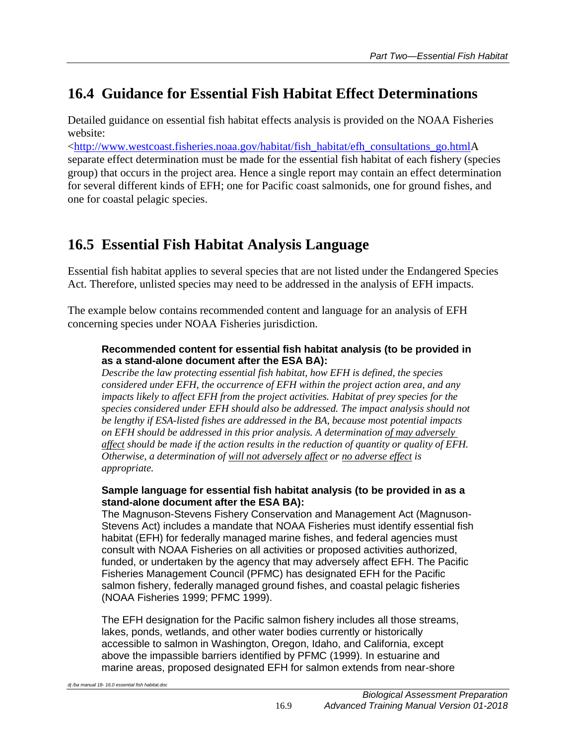## 16.4 Guidance for Essential Fish Habitat Effect Determinations

Detailed guidance on essential fish habitat effects analysis is provided on the NOAA Fisheries website:
<[http://www.westcoast.fisheries.noaa.gov/habitat/fish_habitat/efh_consultations_go.html](http://www.westcoast.fisheries.noaa.gov/habitat/fish_habitat/efh_consultations_go.html)A separate effect determination must be made for the essential fish habitat of each fishery (species group) that occurs in the project area. Hence a single report may contain an effect determination for several different kinds of EFH; one for Pacific coast salmonids, one for ground fishes, and one for coastal pelagic species.

## 16.5 Essential Fish Habitat Analysis Language

Essential fish habitat applies to several species that are not listed under the Endangered Species Act. Therefore, unlisted species may need to be addressed in the analysis of EFH impacts.

The example below contains recommended content and language for an analysis of EFH concerning species under NOAA Fisheries jurisdiction.

> **Recommended content for essential fish habitat analysis (to be provided in as a stand-alone document after the ESA BA):**
> *Describe the law protecting essential fish habitat, how EFH is defined, the species considered under EFH, the occurrence of EFH within the project action area, and any impacts likely to affect EFH from the project activities. Habitat of prey species for the species considered under EFH should also be addressed. The impact analysis should not be lengthy if ESA-listed fishes are addressed in the BA, because most potential impacts on EFH should be addressed in this prior analysis. A determination <u>of may adversely affect</u> should be made if the action results in the reduction of quantity or quality of EFH. Otherwise, a determination of <u>will not adversely affect</u> or <u>no adverse effect</u> is appropriate.*
>
> **Sample language for essential fish habitat analysis (to be provided in as a stand-alone document after the ESA BA):**
> The Magnuson-Stevens Fishery Conservation and Management Act (Magnuson-Stevens Act) includes a mandate that NOAA Fisheries must identify essential fish habitat (EFH) for federally managed marine fishes, and federal agencies must consult with NOAA Fisheries on all activities or proposed activities authorized, funded, or undertaken by the agency that may adversely affect EFH. The Pacific Fisheries Management Council (PFMC) has designated EFH for the Pacific salmon fishery, federally managed ground fishes, and coastal pelagic fisheries (NOAA Fisheries 1999; PFMC 1999).
>
> The EFH designation for the Pacific salmon fishery includes all those streams, lakes, ponds, wetlands, and other water bodies currently or historically accessible to salmon in Washington, Oregon, Idaho, and California, except above the impassible barriers identified by PFMC (1999). In estuarine and marine areas, proposed designated EFH for salmon extends from near-shore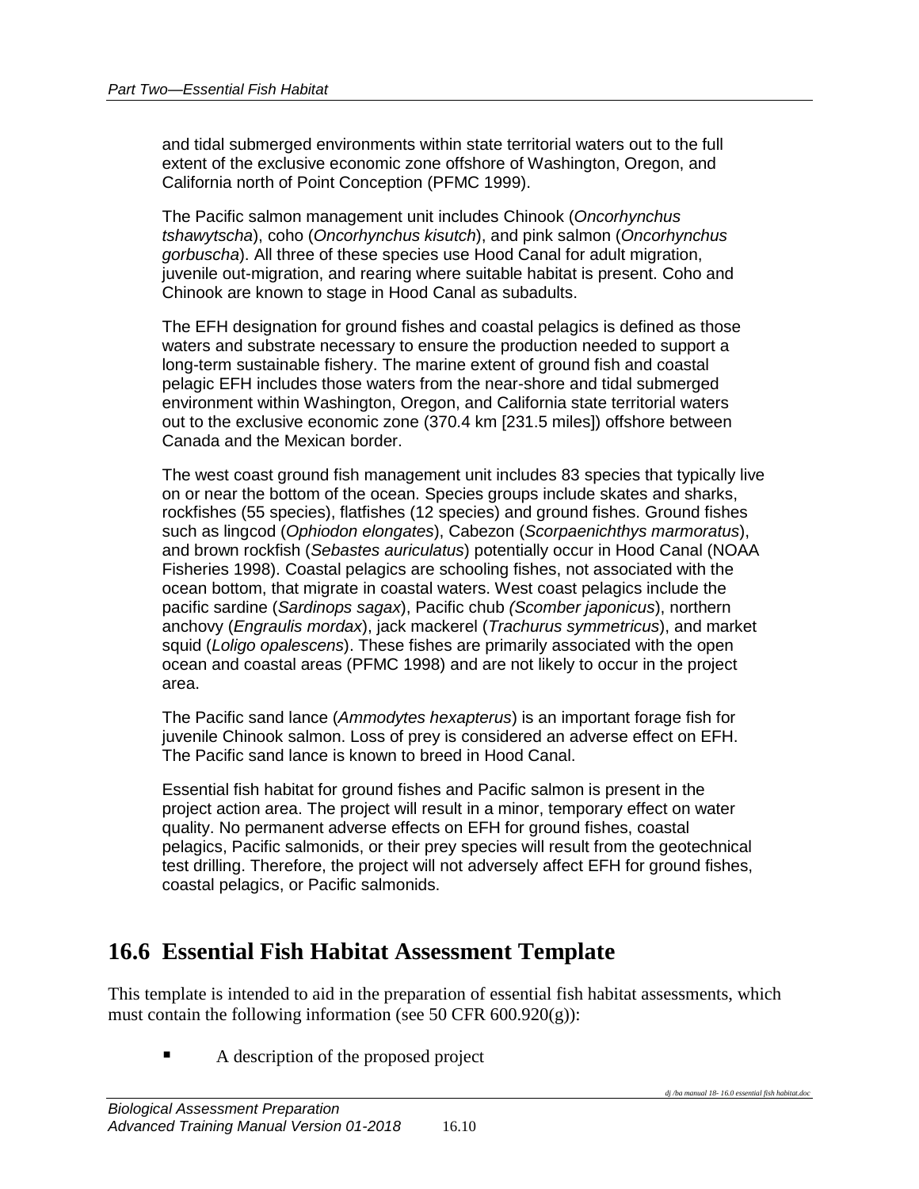and tidal submerged environments within state territorial waters out to the full extent of the exclusive economic zone offshore of Washington, Oregon, and California north of Point Conception (PFMC 1999).

The Pacific salmon management unit includes Chinook (*Oncorhynchus tshawytscha*), coho (*Oncorhynchus kisutch*), and pink salmon (*Oncorhynchus gorbuscha*). All three of these species use Hood Canal for adult migration, juvenile out-migration, and rearing where suitable habitat is present. Coho and Chinook are known to stage in Hood Canal as subadults.

The EFH designation for ground fishes and coastal pelagics is defined as those waters and substrate necessary to ensure the production needed to support a long-term sustainable fishery. The marine extent of ground fish and coastal pelagic EFH includes those waters from the near-shore and tidal submerged environment within Washington, Oregon, and California state territorial waters out to the exclusive economic zone (370.4 km [231.5 miles]) offshore between Canada and the Mexican border.

The west coast ground fish management unit includes 83 species that typically live on or near the bottom of the ocean. Species groups include skates and sharks, rockfishes (55 species), flatfishes (12 species) and ground fishes. Ground fishes such as lingcod (*Ophiodon elongates*), Cabezon (*Scorpaenichthys marmoratus*), and brown rockfish (*Sebastes auriculatus*) potentially occur in Hood Canal (NOAA Fisheries 1998). Coastal pelagics are schooling fishes, not associated with the ocean bottom, that migrate in coastal waters. West coast pelagics include the pacific sardine (*Sardinops sagax*), Pacific chub *(Scomber japonicus*), northern anchovy (*Engraulis mordax*), jack mackerel (*Trachurus symmetricus*), and market squid (*Loligo opalescens*). These fishes are primarily associated with the open ocean and coastal areas (PFMC 1998) and are not likely to occur in the project area.

The Pacific sand lance (*Ammodytes hexapterus*) is an important forage fish for juvenile Chinook salmon. Loss of prey is considered an adverse effect on EFH. The Pacific sand lance is known to breed in Hood Canal.

Essential fish habitat for ground fishes and Pacific salmon is present in the project action area. The project will result in a minor, temporary effect on water quality. No permanent adverse effects on EFH for ground fishes, coastal pelagics, Pacific salmonids, or their prey species will result from the geotechnical test drilling. Therefore, the project will not adversely affect EFH for ground fishes, coastal pelagics, or Pacific salmonids.

## 16.6 Essential Fish Habitat Assessment Template

This template is intended to aid in the preparation of essential fish habitat assessments, which must contain the following information (see 50 CFR 600.920(g)):

- A description of the proposed project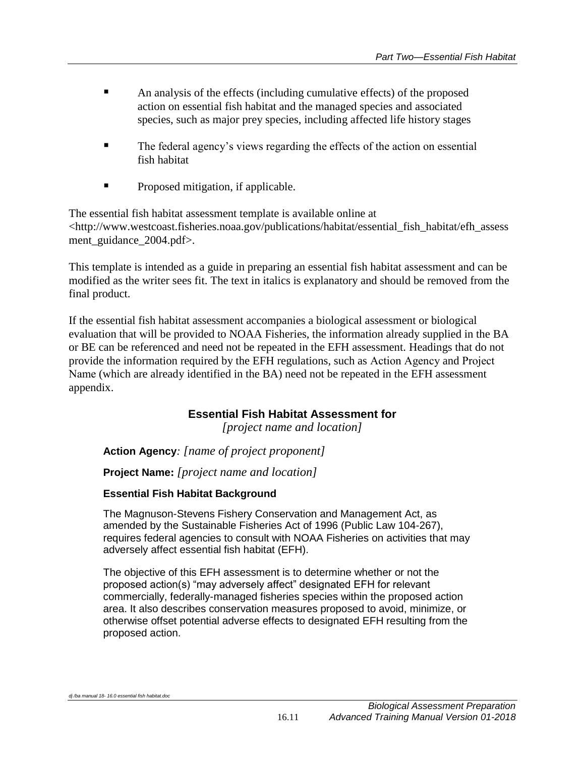- An analysis of the effects (including cumulative effects) of the proposed action on essential fish habitat and the managed species and associated species, such as major prey species, including affected life history stages
- The federal agency's views regarding the effects of the action on essential fish habitat
- Proposed mitigation, if applicable.

The essential fish habitat assessment template is available online at <http://www.westcoast.fisheries.noaa.gov/publications/habitat/essential_fish_habitat/efh_assessment_guidance_2004.pdf>.

This template is intended as a guide in preparing an essential fish habitat assessment and can be modified as the writer sees fit. The text in italics is explanatory and should be removed from the final product.

If the essential fish habitat assessment accompanies a biological assessment or biological evaluation that will be provided to NOAA Fisheries, the information already supplied in the BA or BE can be referenced and need not be repeated in the EFH assessment. Headings that do not provide the information required by the EFH regulations, such as Action Agency and Project Name (which are already identified in the BA) need not be repeated in the EFH assessment appendix.

## Essential Fish Habitat Assessment for

*[project name and location]*

**Action Agency**: *[name of project proponent]*

**Project Name:** *[project name and location]*

### Essential Fish Habitat Background

The Magnuson-Stevens Fishery Conservation and Management Act, as amended by the Sustainable Fisheries Act of 1996 (Public Law 104-267), requires federal agencies to consult with NOAA Fisheries on activities that may adversely affect essential fish habitat (EFH).

The objective of this EFH assessment is to determine whether or not the proposed action(s) "may adversely affect" designated EFH for relevant commercially, federally-managed fisheries species within the proposed action area. It also describes conservation measures proposed to avoid, minimize, or otherwise offset potential adverse effects to designated EFH resulting from the proposed action.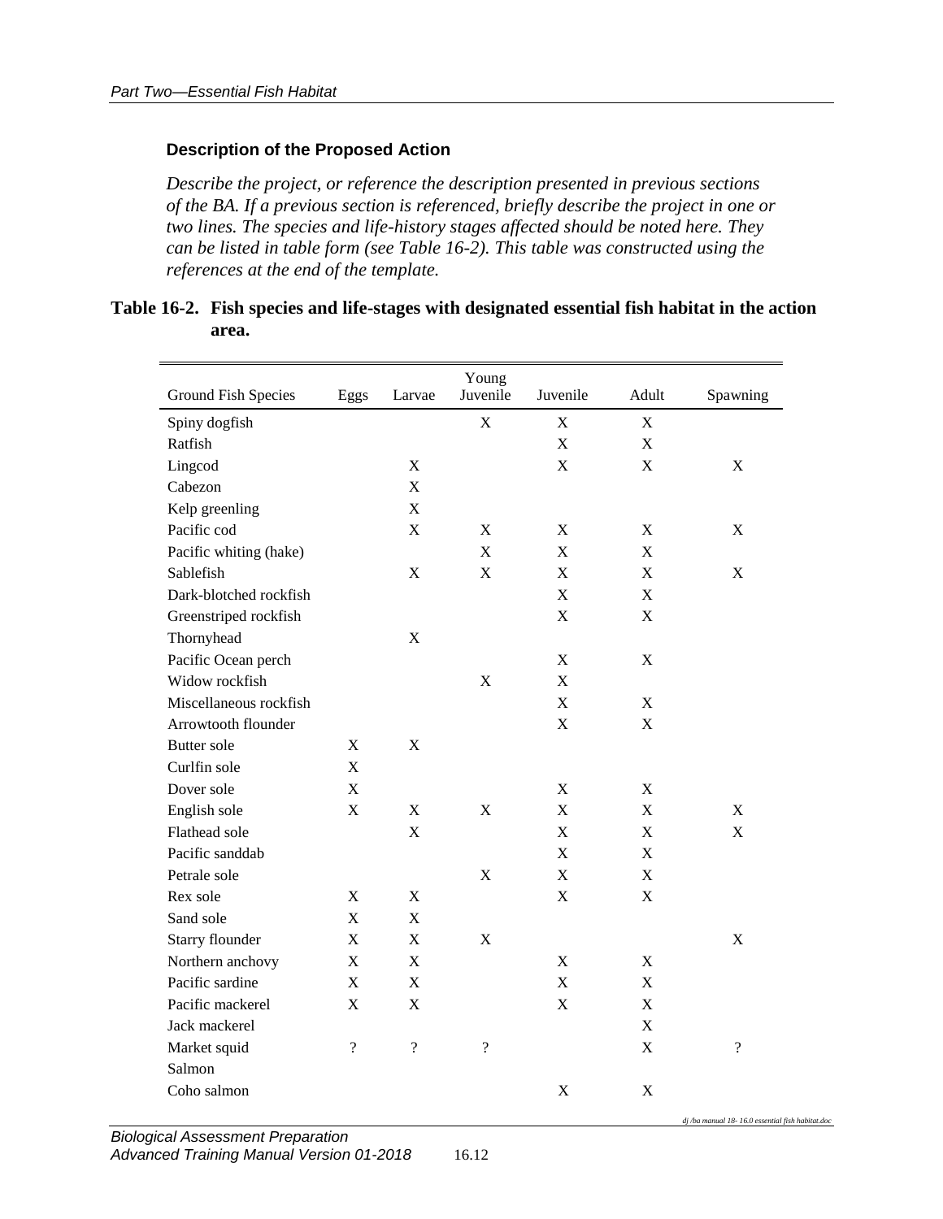### Description of the Proposed Action

*Describe the project, or reference the description presented in previous sections of the BA. If a previous section is referenced, briefly describe the project in one or two lines. The species and life-history stages affected should be noted here. They can be listed in table form (see Table 16-2). This table was constructed using the references at the end of the template.*

**Table 16-2. Fish species and life-stages with designated essential fish habitat in the action area.**

| Ground Fish Species | Eggs | Larvae | Young Juvenile | Juvenile | Adult | Spawning |
|---|---|---|---|---|---|---|
| Spiny dogfish | | | X | X | X | |
| Ratfish | | | | X | X | |
| Lingcod | | X | | X | X | X |
| Cabezon | | X | | | | |
| Kelp greenling | | X | | | | |
| Pacific cod | | X | X | X | X | X |
| Pacific whiting (hake) | | | X | X | X | |
| Sablefish | | X | X | X | X | X |
| Dark-blotched rockfish | | | | X | X | |
| Greenstriped rockfish | | | | X | X | |
| Thornyhead | | X | | | | |
| Pacific Ocean perch | | | | X | X | |
| Widow rockfish | | | X | X | | |
| Miscellaneous rockfish | | | | X | X | |
| Arrowtooth flounder | | | | X | X | |
| Butter sole | X | X | | | | |
| Curlfin sole | X | | | | | |
| Dover sole | X | | | X | X | |
| English sole | X | X | X | X | X | X |
| Flathead sole | | X | | X | X | X |
| Pacific sanddab | | | | X | X | |
| Petrale sole | | | X | X | X | |
| Rex sole | X | X | | X | X | |
| Sand sole | X | X | | | | |
| Starry flounder | X | X | X | | | X |
| Northern anchovy | X | X | | X | X | |
| Pacific sardine | X | X | | X | X | |
| Pacific mackerel | X | X | | X | X | |
| Jack mackerel | | | | | X | |
| Market squid | ? | ? | ? | | X | ? |
| Salmon | | | | | | |
| Coho salmon | | | | X | X | |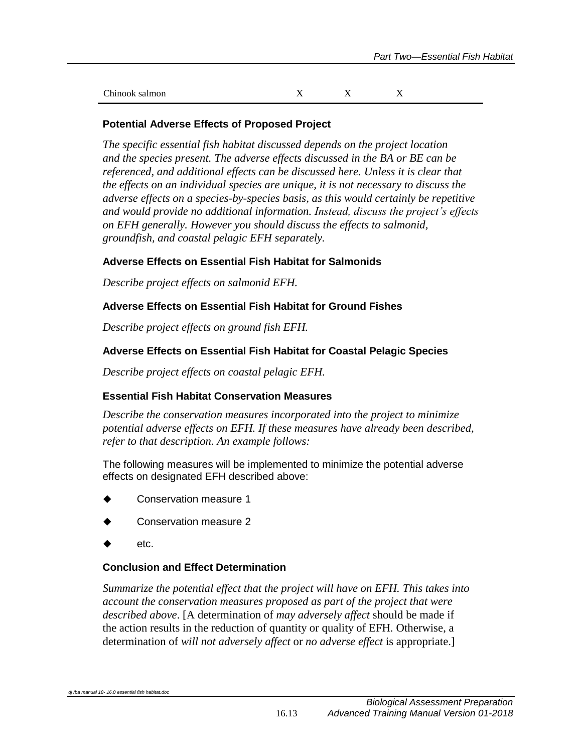| Chinook salmon | X | X | X |
|---|---|---|---|

### Potential Adverse Effects of Proposed Project

*The specific essential fish habitat discussed depends on the project location and the species present. The adverse effects discussed in the BA or BE can be referenced, and additional effects can be discussed here. Unless it is clear that the effects on an individual species are unique, it is not necessary to discuss the adverse effects on a species-by-species basis, as this would certainly be repetitive and would provide no additional information. Instead, discuss the project's effects on EFH generally. However you should discuss the effects to salmonid, groundfish, and coastal pelagic EFH separately.*

### Adverse Effects on Essential Fish Habitat for Salmonids

*Describe project effects on salmonid EFH.*

### Adverse Effects on Essential Fish Habitat for Ground Fishes

*Describe project effects on ground fish EFH.*

### Adverse Effects on Essential Fish Habitat for Coastal Pelagic Species

*Describe project effects on coastal pelagic EFH.*

### Essential Fish Habitat Conservation Measures

*Describe the conservation measures incorporated into the project to minimize potential adverse effects on EFH. If these measures have already been described, refer to that description. An example follows:*

The following measures will be implemented to minimize the potential adverse effects on designated EFH described above:

- Conservation measure 1
- Conservation measure 2
- etc.

### Conclusion and Effect Determination

*Summarize the potential effect that the project will have on EFH. This takes into account the conservation measures proposed as part of the project that were described above*. [A determination of *may adversely affect* should be made if the action results in the reduction of quantity or quality of EFH. Otherwise, a determination of *will not adversely affect* or *no adverse effect* is appropriate.]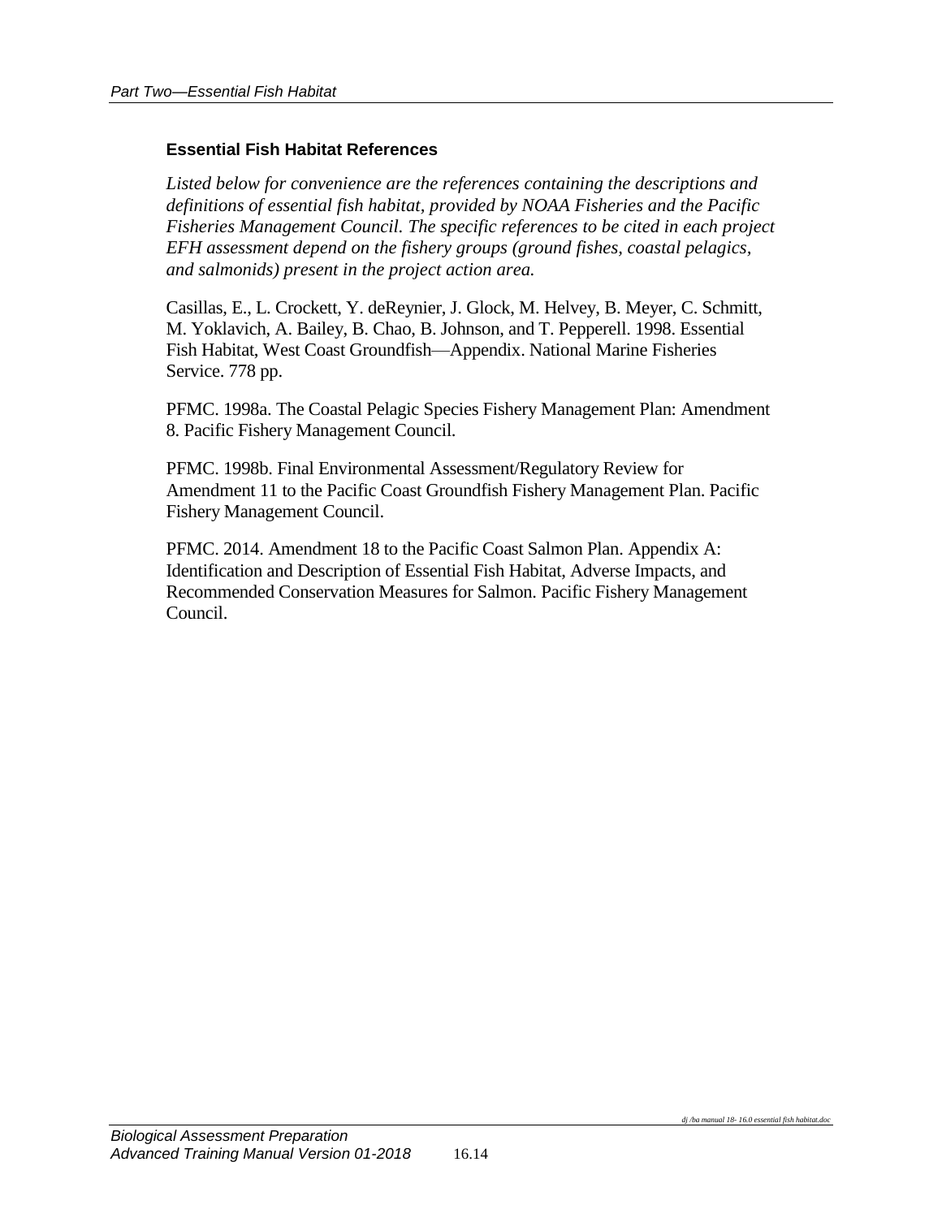### Essential Fish Habitat References

*Listed below for convenience are the references containing the descriptions and definitions of essential fish habitat, provided by NOAA Fisheries and the Pacific Fisheries Management Council. The specific references to be cited in each project EFH assessment depend on the fishery groups (ground fishes, coastal pelagics, and salmonids) present in the project action area.*

Casillas, E., L. Crockett, Y. deReynier, J. Glock, M. Helvey, B. Meyer, C. Schmitt, M. Yoklavich, A. Bailey, B. Chao, B. Johnson, and T. Pepperell. 1998. Essential Fish Habitat, West Coast Groundfish—Appendix. National Marine Fisheries Service. 778 pp.

PFMC. 1998a. The Coastal Pelagic Species Fishery Management Plan: Amendment 8. Pacific Fishery Management Council.

PFMC. 1998b. Final Environmental Assessment/Regulatory Review for Amendment 11 to the Pacific Coast Groundfish Fishery Management Plan. Pacific Fishery Management Council.

PFMC. 2014. Amendment 18 to the Pacific Coast Salmon Plan. Appendix A: Identification and Description of Essential Fish Habitat, Adverse Impacts, and Recommended Conservation Measures for Salmon. Pacific Fishery Management Council.